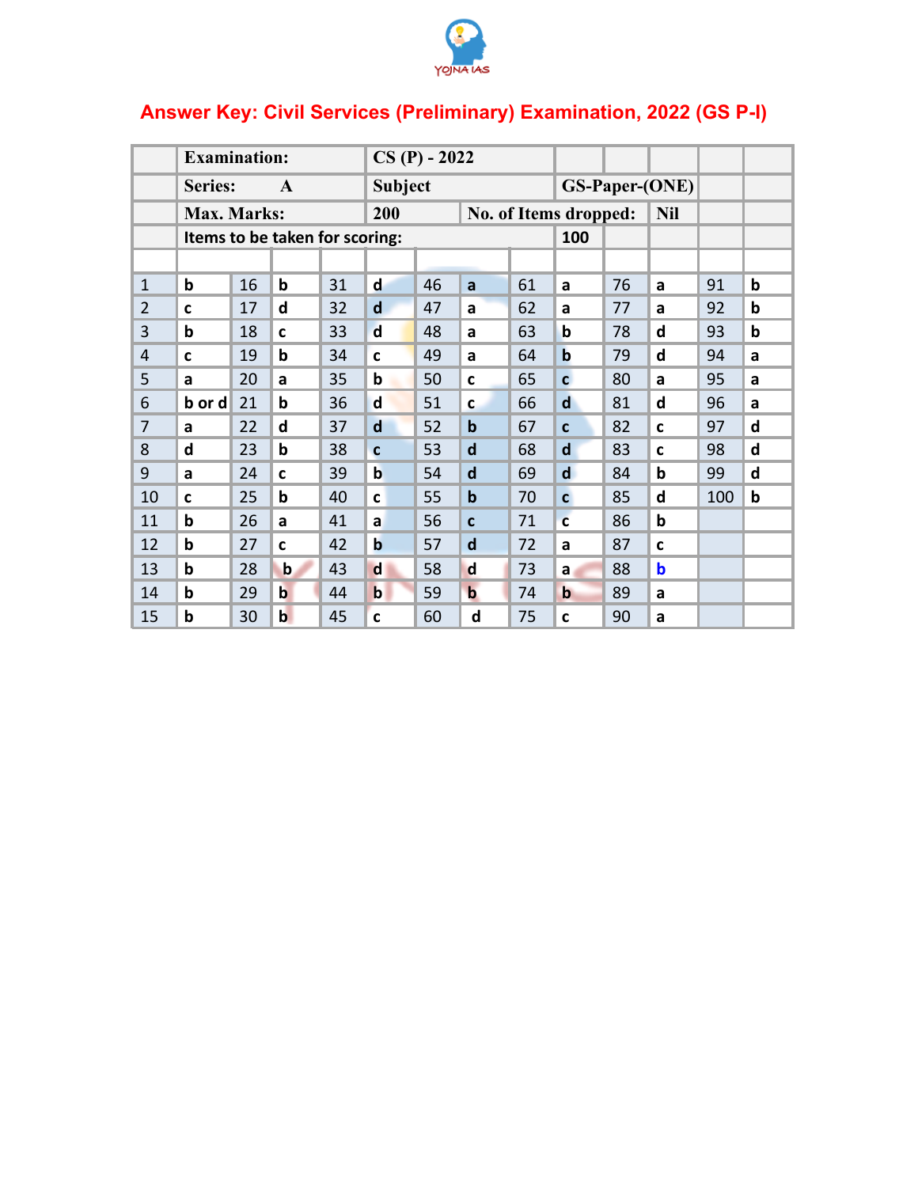YOJNA IAS

## Answer Key: Civil Services (Preliminary) Examination, 2022 (GS P-I)

| | Examination: | | | CS (P) - 2022 | | | | | | | | |
|---|---|---|---|---|---|---|---|---|---|---|---|---|
| | Series: A | | | Subject | | | GS-Paper-(ONE) | | | | | |
| | Max. Marks: | | | 200 | No. of Items dropped: | | | Nil | | | | |
| | Items to be taken for scoring: | | | | | | 100 | | | | | |
| | | | | | | | | | | | | |
| 1 | b | 16 | b | 31 | d | 46 | a | 61 | a | 76 | a | 91 | b |
| 2 | c | 17 | d | 32 | d | 47 | a | 62 | a | 77 | a | 92 | b |
| 3 | b | 18 | c | 33 | d | 48 | a | 63 | b | 78 | d | 93 | b |
| 4 | c | 19 | b | 34 | c | 49 | a | 64 | b | 79 | d | 94 | a |
| 5 | a | 20 | a | 35 | b | 50 | c | 65 | c | 80 | a | 95 | a |
| 6 | b or d | 21 | b | 36 | d | 51 | c | 66 | d | 81 | d | 96 | a |
| 7 | a | 22 | d | 37 | d | 52 | b | 67 | c | 82 | c | 97 | d |
| 8 | d | 23 | b | 38 | c | 53 | d | 68 | d | 83 | c | 98 | d |
| 9 | a | 24 | c | 39 | b | 54 | d | 69 | d | 84 | b | 99 | d |
| 10 | c | 25 | b | 40 | c | 55 | b | 70 | c | 85 | d | 100 | b |
| 11 | b | 26 | a | 41 | a | 56 | c | 71 | c | 86 | b | | |
| 12 | b | 27 | c | 42 | b | 57 | d | 72 | a | 87 | c | | |
| 13 | b | 28 | b | 43 | d | 58 | d | 73 | a | 88 | b | | |
| 14 | b | 29 | b | 44 | b | 59 | b | 74 | b | 89 | a | | |
| 15 | b | 30 | b | 45 | c | 60 | d | 75 | c | 90 | a | | |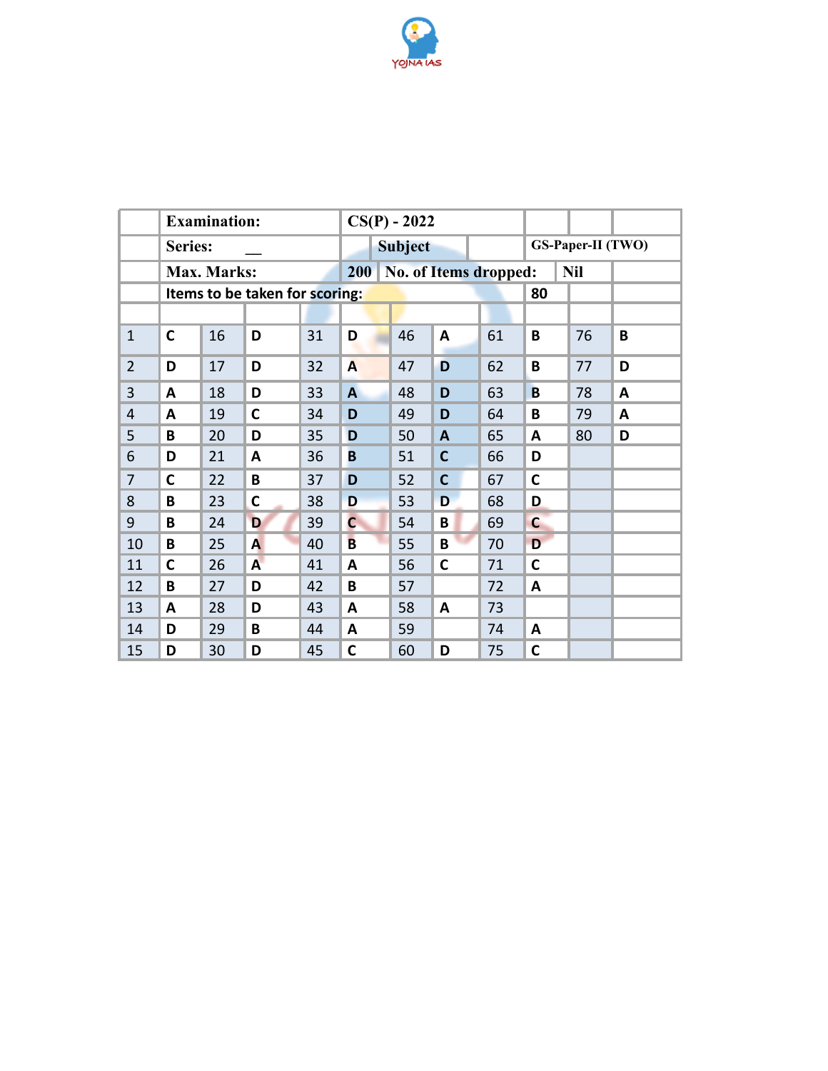| | | | | | | | | | | |
|---|---|---|---|---|---|---|---|---|---|---|
| | **Examination:** | | | CS(P) - 2022 | | | | | | |
| | **Series:** __ | | | | **Subject** | | | GS-Paper-II (TWO) | | |
| | **Max. Marks:** | | | 200 | No. of Items dropped: | | | Nil | | |
| | **Items to be taken for scoring:** | | | | | | | 80 | | |
| | | | | | | | | | | |
| 1 | C | 16 | D | 31 | D | 46 | A | 61 | B | 76 | B |
| 2 | D | 17 | D | 32 | A | 47 | D | 62 | B | 77 | D |
| 3 | A | 18 | D | 33 | A | 48 | D | 63 | B | 78 | A |
| 4 | A | 19 | C | 34 | D | 49 | D | 64 | B | 79 | A |
| 5 | B | 20 | D | 35 | D | 50 | A | 65 | A | 80 | D |
| 6 | D | 21 | A | 36 | B | 51 | C | 66 | D | | |
| 7 | C | 22 | B | 37 | D | 52 | C | 67 | C | | |
| 8 | B | 23 | C | 38 | D | 53 | D | 68 | D | | |
| 9 | B | 24 | D | 39 | C | 54 | B | 69 | C | | |
| 10 | B | 25 | A | 40 | B | 55 | B | 70 | D | | |
| 11 | C | 26 | A | 41 | A | 56 | C | 71 | C | | |
| 12 | B | 27 | D | 42 | B | 57 | | 72 | A | | |
| 13 | A | 28 | D | 43 | A | 58 | A | 73 | | | |
| 14 | D | 29 | B | 44 | A | 59 | | 74 | A | | |
| 15 | D | 30 | D | 45 | C | 60 | D | 75 | C | | |